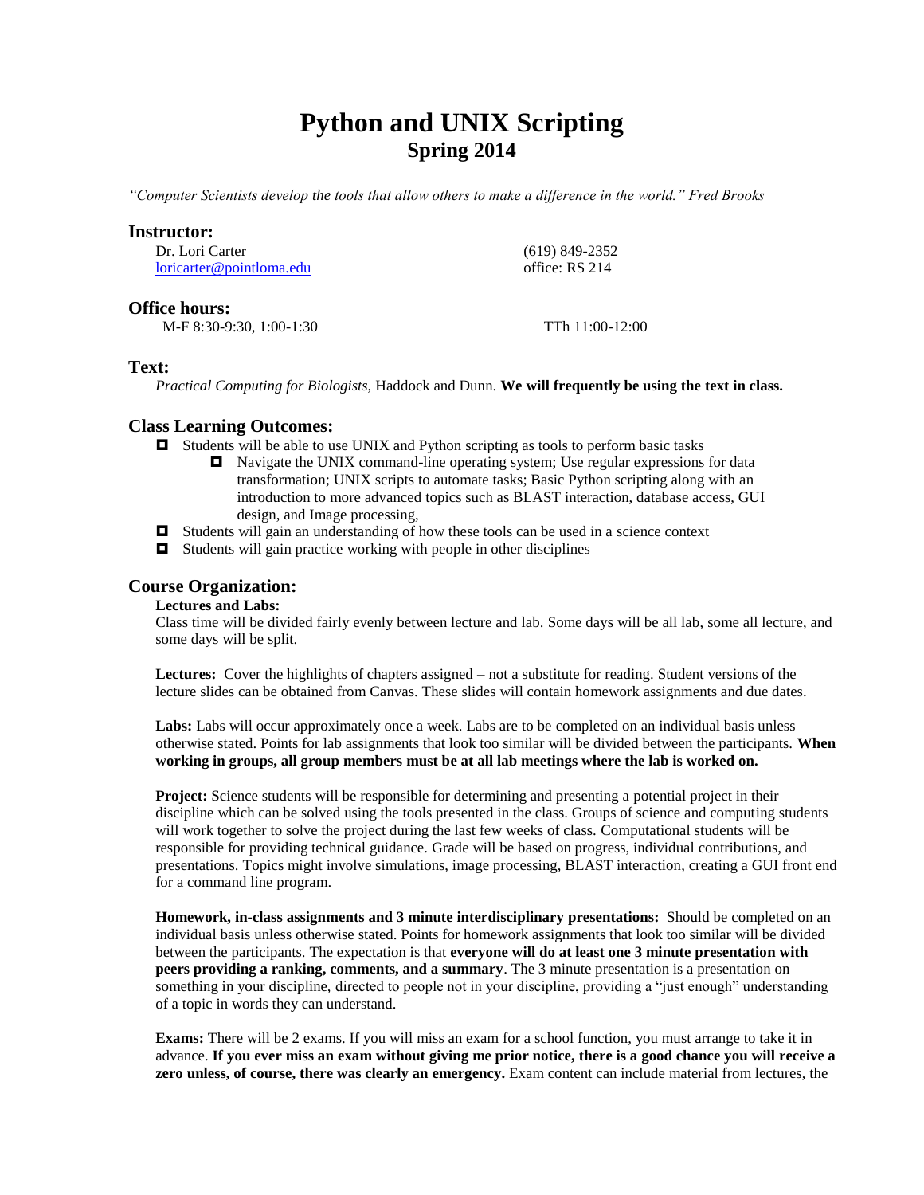# Python and UNIX Scripting
## Spring 2014

*"Computer Scientists develop the tools that allow others to make a difference in the world." Fred Brooks*

### Instructor:

Dr. Lori Carter  
loricarter@pointloma.edu

(619) 849-2352  
office: RS 214

### Office hours:

M-F 8:30-9:30, 1:00-1:30

TTh 11:00-12:00

### Text:

*Practical Computing for Biologists,* Haddock and Dunn. **We will frequently be using the text in class.**

### Class Learning Outcomes:

- Students will be able to use UNIX and Python scripting as tools to perform basic tasks
  - Navigate the UNIX command-line operating system; Use regular expressions for data transformation; UNIX scripts to automate tasks; Basic Python scripting along with an introduction to more advanced topics such as BLAST interaction, database access, GUI design, and Image processing,
- Students will gain an understanding of how these tools can be used in a science context
- Students will gain practice working with people in other disciplines

### Course Organization:

**Lectures and Labs:**

Class time will be divided fairly evenly between lecture and lab. Some days will be all lab, some all lecture, and some days will be split.

**Lectures:** Cover the highlights of chapters assigned – not a substitute for reading. Student versions of the lecture slides can be obtained from Canvas. These slides will contain homework assignments and due dates.

**Labs:** Labs will occur approximately once a week. Labs are to be completed on an individual basis unless otherwise stated. Points for lab assignments that look too similar will be divided between the participants. **When working in groups, all group members must be at all lab meetings where the lab is worked on.**

**Project:** Science students will be responsible for determining and presenting a potential project in their discipline which can be solved using the tools presented in the class. Groups of science and computing students will work together to solve the project during the last few weeks of class. Computational students will be responsible for providing technical guidance. Grade will be based on progress, individual contributions, and presentations. Topics might involve simulations, image processing, BLAST interaction, creating a GUI front end for a command line program.

**Homework, in-class assignments and 3 minute interdisciplinary presentations:** Should be completed on an individual basis unless otherwise stated. Points for homework assignments that look too similar will be divided between the participants. The expectation is that **everyone will do at least one 3 minute presentation with peers providing a ranking, comments, and a summary**. The 3 minute presentation is a presentation on something in your discipline, directed to people not in your discipline, providing a "just enough" understanding of a topic in words they can understand.

**Exams:** There will be 2 exams. If you will miss an exam for a school function, you must arrange to take it in advance. **If you ever miss an exam without giving me prior notice, there is a good chance you will receive a zero unless, of course, there was clearly an emergency.** Exam content can include material from lectures, the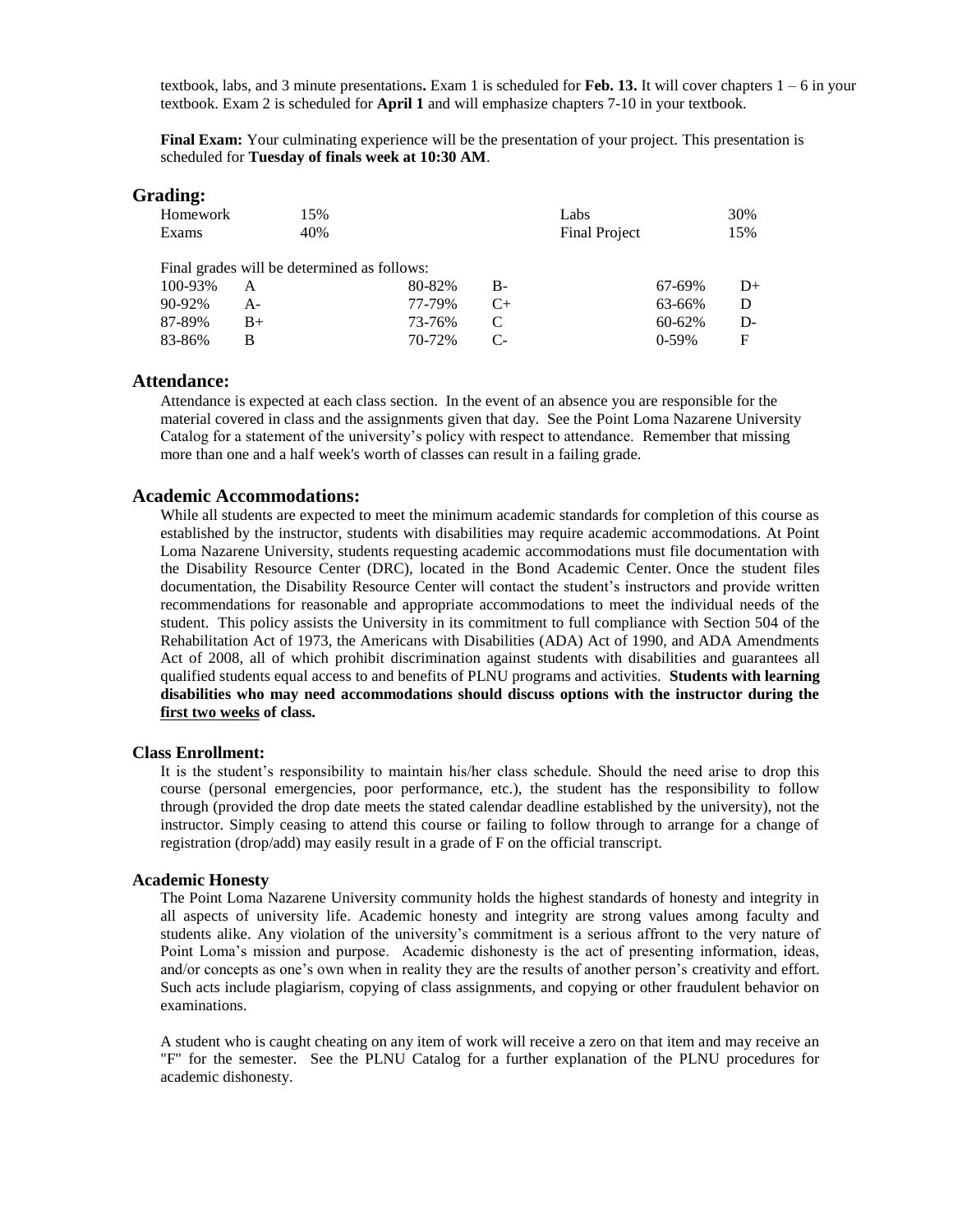textbook, labs, and 3 minute presentations**.** Exam 1 is scheduled for **Feb. 13.** It will cover chapters 1 – 6 in your textbook. Exam 2 is scheduled for **April 1** and will emphasize chapters 7-10 in your textbook.

**Final Exam:** Your culminating experience will be the presentation of your project. This presentation is scheduled for **Tuesday of finals week at 10:30 AM**.

## Grading:

| | | | |
|---|---|---|---|
| Homework | 15% | Labs | 30% |
| Exams | 40% | Final Project | 15% |

Final grades will be determined as follows:

| | | | | | |
|---|---|---|---|---|---|
| 100-93% | A | 80-82% | B- | 67-69% | D+ |
| 90-92% | A- | 77-79% | C+ | 63-66% | D |
| 87-89% | B+ | 73-76% | C | 60-62% | D- |
| 83-86% | B | 70-72% | C- | 0-59% | F |

## Attendance:

Attendance is expected at each class section. In the event of an absence you are responsible for the material covered in class and the assignments given that day. See the Point Loma Nazarene University Catalog for a statement of the university's policy with respect to attendance. Remember that missing more than one and a half week's worth of classes can result in a failing grade.

## Academic Accommodations:

While all students are expected to meet the minimum academic standards for completion of this course as established by the instructor, students with disabilities may require academic accommodations. At Point Loma Nazarene University, students requesting academic accommodations must file documentation with the Disability Resource Center (DRC), located in the Bond Academic Center. Once the student files documentation, the Disability Resource Center will contact the student's instructors and provide written recommendations for reasonable and appropriate accommodations to meet the individual needs of the student. This policy assists the University in its commitment to full compliance with Section 504 of the Rehabilitation Act of 1973, the Americans with Disabilities (ADA) Act of 1990, and ADA Amendments Act of 2008, all of which prohibit discrimination against students with disabilities and guarantees all qualified students equal access to and benefits of PLNU programs and activities. **Students with learning disabilities who may need accommodations should discuss options with the instructor during the first two weeks of class.**

### Class Enrollment:

It is the student's responsibility to maintain his/her class schedule. Should the need arise to drop this course (personal emergencies, poor performance, etc.), the student has the responsibility to follow through (provided the drop date meets the stated calendar deadline established by the university), not the instructor. Simply ceasing to attend this course or failing to follow through to arrange for a change of registration (drop/add) may easily result in a grade of F on the official transcript.

### Academic Honesty

The Point Loma Nazarene University community holds the highest standards of honesty and integrity in all aspects of university life. Academic honesty and integrity are strong values among faculty and students alike. Any violation of the university's commitment is a serious affront to the very nature of Point Loma's mission and purpose. Academic dishonesty is the act of presenting information, ideas, and/or concepts as one's own when in reality they are the results of another person's creativity and effort. Such acts include plagiarism, copying of class assignments, and copying or other fraudulent behavior on examinations.

A student who is caught cheating on any item of work will receive a zero on that item and may receive an "F" for the semester. See the PLNU Catalog for a further explanation of the PLNU procedures for academic dishonesty.